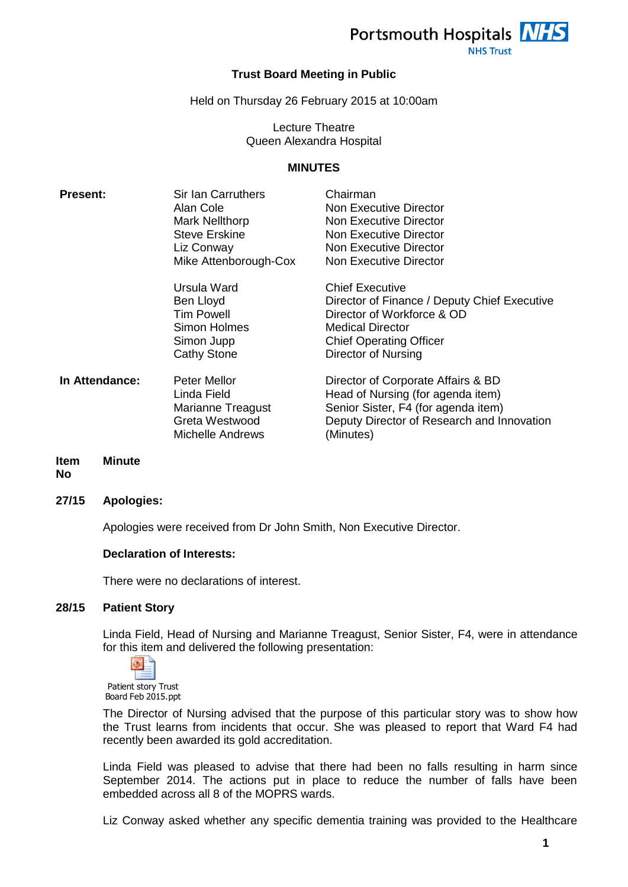Portsmouth Hospitals NHS Trust

**Trust Board Meeting in Public**

Held on Thursday 26 February 2015 at 10:00am

Lecture Theatre
Queen Alexandra Hospital

**MINUTES**

| | | |
|---|---|---|
| **Present:** | Sir Ian Carruthers | Chairman |
| | Alan Cole | Non Executive Director |
| | Mark Nellthorp | Non Executive Director |
| | Steve Erskine | Non Executive Director |
| | Liz Conway | Non Executive Director |
| | Mike Attenborough-Cox | Non Executive Director |
| | Ursula Ward | Chief Executive |
| | Ben Lloyd | Director of Finance / Deputy Chief Executive |
| | Tim Powell | Director of Workforce & OD |
| | Simon Holmes | Medical Director |
| | Simon Jupp | Chief Operating Officer |
| | Cathy Stone | Director of Nursing |
| **In Attendance:** | Peter Mellor | Director of Corporate Affairs & BD |
| | Linda Field | Head of Nursing (for agenda item) |
| | Marianne Treagust | Senior Sister, F4 (for agenda item) |
| | Greta Westwood | Deputy Director of Research and Innovation |
| | Michelle Andrews | (Minutes) |

| Item No | Minute |
|---|---|

**27/15 Apologies:**

Apologies were received from Dr John Smith, Non Executive Director.

**Declaration of Interests:**

There were no declarations of interest.

**28/15 Patient Story**

Linda Field, Head of Nursing and Marianne Treagust, Senior Sister, F4, were in attendance for this item and delivered the following presentation:

Patient story Trust Board Feb 2015.ppt

The Director of Nursing advised that the purpose of this particular story was to show how the Trust learns from incidents that occur. She was pleased to report that Ward F4 had recently been awarded its gold accreditation.

Linda Field was pleased to advise that there had been no falls resulting in harm since September 2014. The actions put in place to reduce the number of falls have been embedded across all 8 of the MOPRS wards.

Liz Conway asked whether any specific dementia training was provided to the Healthcare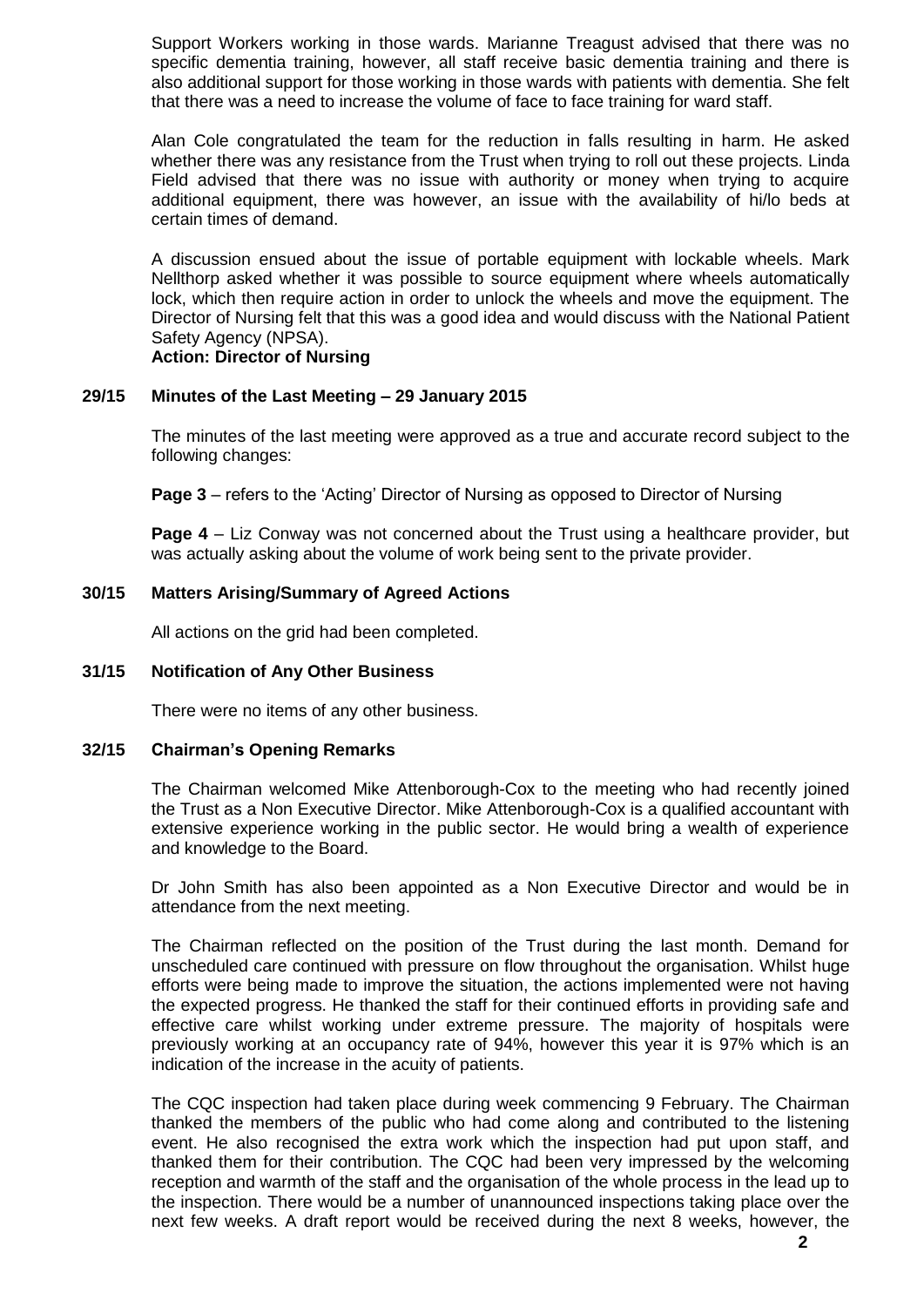Support Workers working in those wards. Marianne Treagust advised that there was no specific dementia training, however, all staff receive basic dementia training and there is also additional support for those working in those wards with patients with dementia. She felt that there was a need to increase the volume of face to face training for ward staff.

Alan Cole congratulated the team for the reduction in falls resulting in harm. He asked whether there was any resistance from the Trust when trying to roll out these projects. Linda Field advised that there was no issue with authority or money when trying to acquire additional equipment, there was however, an issue with the availability of hi/lo beds at certain times of demand.

A discussion ensued about the issue of portable equipment with lockable wheels. Mark Nellthorp asked whether it was possible to source equipment where wheels automatically lock, which then require action in order to unlock the wheels and move the equipment. The Director of Nursing felt that this was a good idea and would discuss with the National Patient Safety Agency (NPSA).

**Action: Director of Nursing**

## 29/15 Minutes of the Last Meeting – 29 January 2015

The minutes of the last meeting were approved as a true and accurate record subject to the following changes:

**Page 3** – refers to the 'Acting' Director of Nursing as opposed to Director of Nursing

**Page 4** – Liz Conway was not concerned about the Trust using a healthcare provider, but was actually asking about the volume of work being sent to the private provider.

## 30/15 Matters Arising/Summary of Agreed Actions

All actions on the grid had been completed.

## 31/15 Notification of Any Other Business

There were no items of any other business.

## 32/15 Chairman's Opening Remarks

The Chairman welcomed Mike Attenborough-Cox to the meeting who had recently joined the Trust as a Non Executive Director. Mike Attenborough-Cox is a qualified accountant with extensive experience working in the public sector. He would bring a wealth of experience and knowledge to the Board.

Dr John Smith has also been appointed as a Non Executive Director and would be in attendance from the next meeting.

The Chairman reflected on the position of the Trust during the last month. Demand for unscheduled care continued with pressure on flow throughout the organisation. Whilst huge efforts were being made to improve the situation, the actions implemented were not having the expected progress. He thanked the staff for their continued efforts in providing safe and effective care whilst working under extreme pressure. The majority of hospitals were previously working at an occupancy rate of 94%, however this year it is 97% which is an indication of the increase in the acuity of patients.

The CQC inspection had taken place during week commencing 9 February. The Chairman thanked the members of the public who had come along and contributed to the listening event. He also recognised the extra work which the inspection had put upon staff, and thanked them for their contribution. The CQC had been very impressed by the welcoming reception and warmth of the staff and the organisation of the whole process in the lead up to the inspection. There would be a number of unannounced inspections taking place over the next few weeks. A draft report would be received during the next 8 weeks, however, the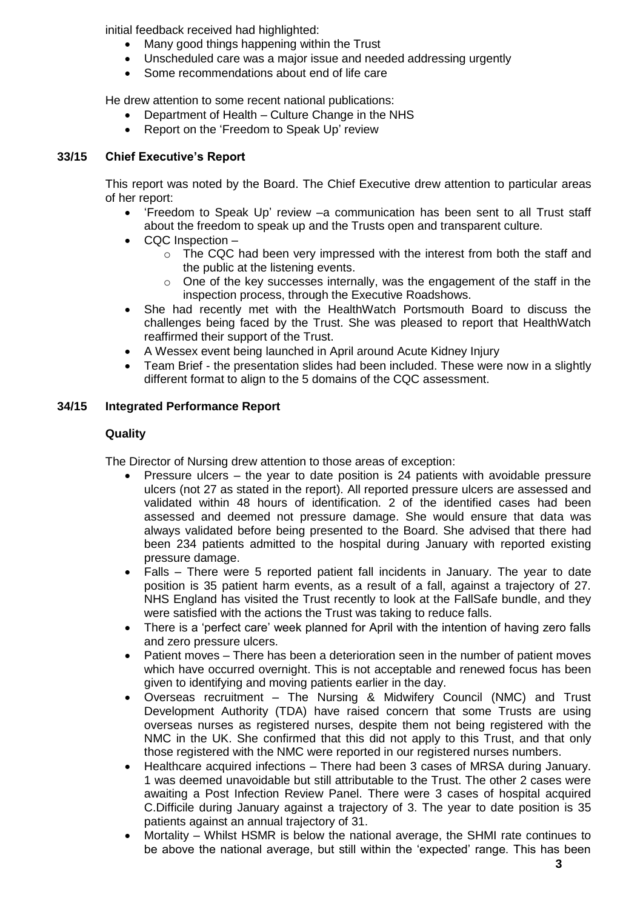initial feedback received had highlighted:

- Many good things happening within the Trust
- Unscheduled care was a major issue and needed addressing urgently
- Some recommendations about end of life care

He drew attention to some recent national publications:

- Department of Health – Culture Change in the NHS
- Report on the 'Freedom to Speak Up' review

### 33/15 Chief Executive's Report

This report was noted by the Board. The Chief Executive drew attention to particular areas of her report:

- 'Freedom to Speak Up' review –a communication has been sent to all Trust staff about the freedom to speak up and the Trusts open and transparent culture.
- CQC Inspection –
  - The CQC had been very impressed with the interest from both the staff and the public at the listening events.
  - One of the key successes internally, was the engagement of the staff in the inspection process, through the Executive Roadshows.
- She had recently met with the HealthWatch Portsmouth Board to discuss the challenges being faced by the Trust. She was pleased to report that HealthWatch reaffirmed their support of the Trust.
- A Wessex event being launched in April around Acute Kidney Injury
- Team Brief - the presentation slides had been included. These were now in a slightly different format to align to the 5 domains of the CQC assessment.

### 34/15 Integrated Performance Report

**Quality**

The Director of Nursing drew attention to those areas of exception:

- Pressure ulcers – the year to date position is 24 patients with avoidable pressure ulcers (not 27 as stated in the report). All reported pressure ulcers are assessed and validated within 48 hours of identification. 2 of the identified cases had been assessed and deemed not pressure damage. She would ensure that data was always validated before being presented to the Board. She advised that there had been 234 patients admitted to the hospital during January with reported existing pressure damage.
- Falls – There were 5 reported patient fall incidents in January. The year to date position is 35 patient harm events, as a result of a fall, against a trajectory of 27. NHS England has visited the Trust recently to look at the FallSafe bundle, and they were satisfied with the actions the Trust was taking to reduce falls.
- There is a 'perfect care' week planned for April with the intention of having zero falls and zero pressure ulcers.
- Patient moves – There has been a deterioration seen in the number of patient moves which have occurred overnight. This is not acceptable and renewed focus has been given to identifying and moving patients earlier in the day.
- Overseas recruitment – The Nursing & Midwifery Council (NMC) and Trust Development Authority (TDA) have raised concern that some Trusts are using overseas nurses as registered nurses, despite them not being registered with the NMC in the UK. She confirmed that this did not apply to this Trust, and that only those registered with the NMC were reported in our registered nurses numbers.
- Healthcare acquired infections – There had been 3 cases of MRSA during January. 1 was deemed unavoidable but still attributable to the Trust. The other 2 cases were awaiting a Post Infection Review Panel. There were 3 cases of hospital acquired C.Difficile during January against a trajectory of 3. The year to date position is 35 patients against an annual trajectory of 31.
- Mortality – Whilst HSMR is below the national average, the SHMI rate continues to be above the national average, but still within the 'expected' range. This has been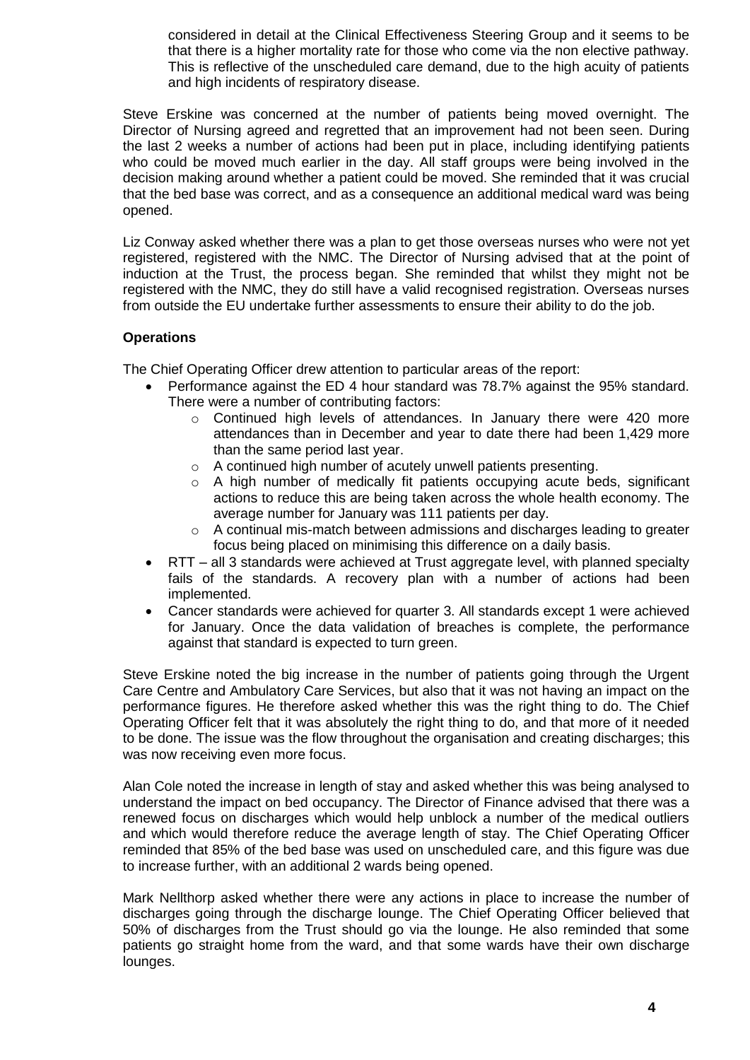considered in detail at the Clinical Effectiveness Steering Group and it seems to be that there is a higher mortality rate for those who come via the non elective pathway. This is reflective of the unscheduled care demand, due to the high acuity of patients and high incidents of respiratory disease.

Steve Erskine was concerned at the number of patients being moved overnight. The Director of Nursing agreed and regretted that an improvement had not been seen. During the last 2 weeks a number of actions had been put in place, including identifying patients who could be moved much earlier in the day. All staff groups were being involved in the decision making around whether a patient could be moved. She reminded that it was crucial that the bed base was correct, and as a consequence an additional medical ward was being opened.

Liz Conway asked whether there was a plan to get those overseas nurses who were not yet registered, registered with the NMC. The Director of Nursing advised that at the point of induction at the Trust, the process began. She reminded that whilst they might not be registered with the NMC, they do still have a valid recognised registration. Overseas nurses from outside the EU undertake further assessments to ensure their ability to do the job.

**Operations**

The Chief Operating Officer drew attention to particular areas of the report:

- Performance against the ED 4 hour standard was 78.7% against the 95% standard. There were a number of contributing factors:
  - Continued high levels of attendances. In January there were 420 more attendances than in December and year to date there had been 1,429 more than the same period last year.
  - A continued high number of acutely unwell patients presenting.
  - A high number of medically fit patients occupying acute beds, significant actions to reduce this are being taken across the whole health economy. The average number for January was 111 patients per day.
  - A continual mis-match between admissions and discharges leading to greater focus being placed on minimising this difference on a daily basis.
- RTT – all 3 standards were achieved at Trust aggregate level, with planned specialty fails of the standards. A recovery plan with a number of actions had been implemented.
- Cancer standards were achieved for quarter 3. All standards except 1 were achieved for January. Once the data validation of breaches is complete, the performance against that standard is expected to turn green.

Steve Erskine noted the big increase in the number of patients going through the Urgent Care Centre and Ambulatory Care Services, but also that it was not having an impact on the performance figures. He therefore asked whether this was the right thing to do. The Chief Operating Officer felt that it was absolutely the right thing to do, and that more of it needed to be done. The issue was the flow throughout the organisation and creating discharges; this was now receiving even more focus.

Alan Cole noted the increase in length of stay and asked whether this was being analysed to understand the impact on bed occupancy. The Director of Finance advised that there was a renewed focus on discharges which would help unblock a number of the medical outliers and which would therefore reduce the average length of stay. The Chief Operating Officer reminded that 85% of the bed base was used on unscheduled care, and this figure was due to increase further, with an additional 2 wards being opened.

Mark Nellthorp asked whether there were any actions in place to increase the number of discharges going through the discharge lounge. The Chief Operating Officer believed that 50% of discharges from the Trust should go via the lounge. He also reminded that some patients go straight home from the ward, and that some wards have their own discharge lounges.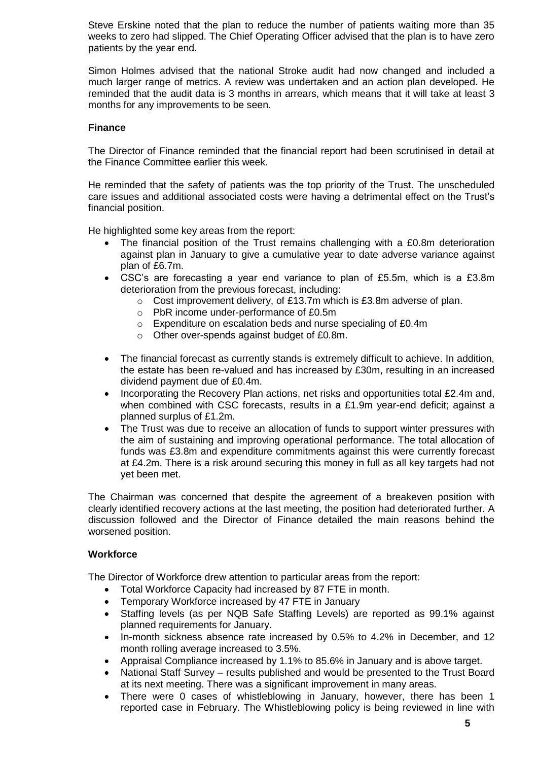Steve Erskine noted that the plan to reduce the number of patients waiting more than 35 weeks to zero had slipped. The Chief Operating Officer advised that the plan is to have zero patients by the year end.

Simon Holmes advised that the national Stroke audit had now changed and included a much larger range of metrics. A review was undertaken and an action plan developed. He reminded that the audit data is 3 months in arrears, which means that it will take at least 3 months for any improvements to be seen.

### Finance

The Director of Finance reminded that the financial report had been scrutinised in detail at the Finance Committee earlier this week.

He reminded that the safety of patients was the top priority of the Trust. The unscheduled care issues and additional associated costs were having a detrimental effect on the Trust's financial position.

He highlighted some key areas from the report:

- The financial position of the Trust remains challenging with a £0.8m deterioration against plan in January to give a cumulative year to date adverse variance against plan of £6.7m.
- CSC's are forecasting a year end variance to plan of £5.5m, which is a £3.8m deterioration from the previous forecast, including:
  - Cost improvement delivery, of £13.7m which is £3.8m adverse of plan.
  - PbR income under-performance of £0.5m
  - Expenditure on escalation beds and nurse specialing of £0.4m
  - Other over-spends against budget of £0.8m.
- The financial forecast as currently stands is extremely difficult to achieve. In addition, the estate has been re-valued and has increased by £30m, resulting in an increased dividend payment due of £0.4m.
- Incorporating the Recovery Plan actions, net risks and opportunities total £2.4m and, when combined with CSC forecasts, results in a £1.9m year-end deficit; against a planned surplus of £1.2m.
- The Trust was due to receive an allocation of funds to support winter pressures with the aim of sustaining and improving operational performance. The total allocation of funds was £3.8m and expenditure commitments against this were currently forecast at £4.2m. There is a risk around securing this money in full as all key targets had not yet been met.

The Chairman was concerned that despite the agreement of a breakeven position with clearly identified recovery actions at the last meeting, the position had deteriorated further. A discussion followed and the Director of Finance detailed the main reasons behind the worsened position.

### Workforce

The Director of Workforce drew attention to particular areas from the report:

- Total Workforce Capacity had increased by 87 FTE in month.
- Temporary Workforce increased by 47 FTE in January
- Staffing levels (as per NQB Safe Staffing Levels) are reported as 99.1% against planned requirements for January.
- In-month sickness absence rate increased by 0.5% to 4.2% in December, and 12 month rolling average increased to 3.5%.
- Appraisal Compliance increased by 1.1% to 85.6% in January and is above target.
- National Staff Survey – results published and would be presented to the Trust Board at its next meeting. There was a significant improvement in many areas.
- There were 0 cases of whistleblowing in January, however, there has been 1 reported case in February. The Whistleblowing policy is being reviewed in line with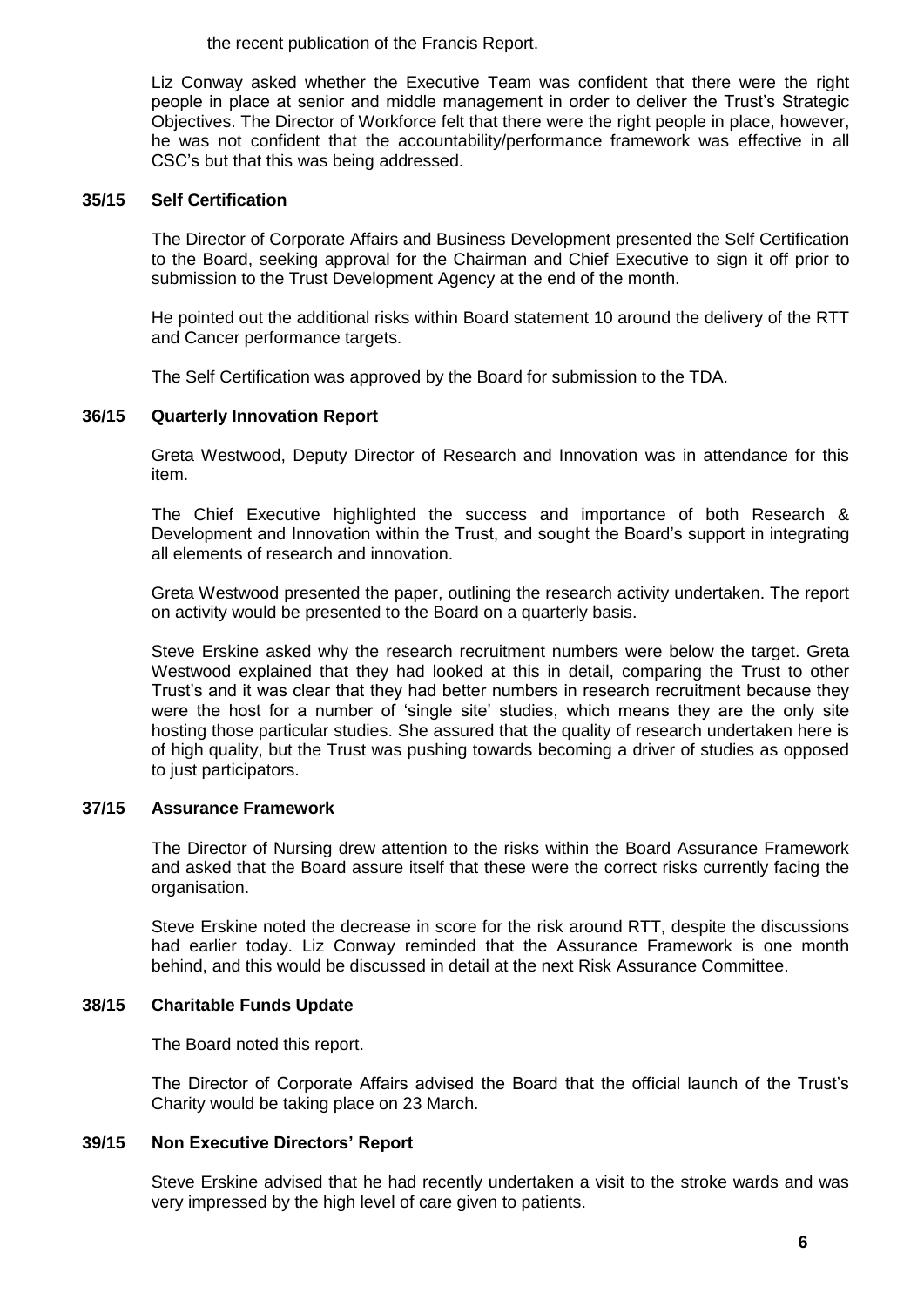the recent publication of the Francis Report.

Liz Conway asked whether the Executive Team was confident that there were the right people in place at senior and middle management in order to deliver the Trust's Strategic Objectives. The Director of Workforce felt that there were the right people in place, however, he was not confident that the accountability/performance framework was effective in all CSC's but that this was being addressed.

**35/15 Self Certification**

The Director of Corporate Affairs and Business Development presented the Self Certification to the Board, seeking approval for the Chairman and Chief Executive to sign it off prior to submission to the Trust Development Agency at the end of the month.

He pointed out the additional risks within Board statement 10 around the delivery of the RTT and Cancer performance targets.

The Self Certification was approved by the Board for submission to the TDA.

**36/15 Quarterly Innovation Report**

Greta Westwood, Deputy Director of Research and Innovation was in attendance for this item.

The Chief Executive highlighted the success and importance of both Research & Development and Innovation within the Trust, and sought the Board's support in integrating all elements of research and innovation.

Greta Westwood presented the paper, outlining the research activity undertaken. The report on activity would be presented to the Board on a quarterly basis.

Steve Erskine asked why the research recruitment numbers were below the target. Greta Westwood explained that they had looked at this in detail, comparing the Trust to other Trust's and it was clear that they had better numbers in research recruitment because they were the host for a number of 'single site' studies, which means they are the only site hosting those particular studies. She assured that the quality of research undertaken here is of high quality, but the Trust was pushing towards becoming a driver of studies as opposed to just participators.

**37/15 Assurance Framework**

The Director of Nursing drew attention to the risks within the Board Assurance Framework and asked that the Board assure itself that these were the correct risks currently facing the organisation.

Steve Erskine noted the decrease in score for the risk around RTT, despite the discussions had earlier today. Liz Conway reminded that the Assurance Framework is one month behind, and this would be discussed in detail at the next Risk Assurance Committee.

**38/15 Charitable Funds Update**

The Board noted this report.

The Director of Corporate Affairs advised the Board that the official launch of the Trust's Charity would be taking place on 23 March.

**39/15 Non Executive Directors' Report**

Steve Erskine advised that he had recently undertaken a visit to the stroke wards and was very impressed by the high level of care given to patients.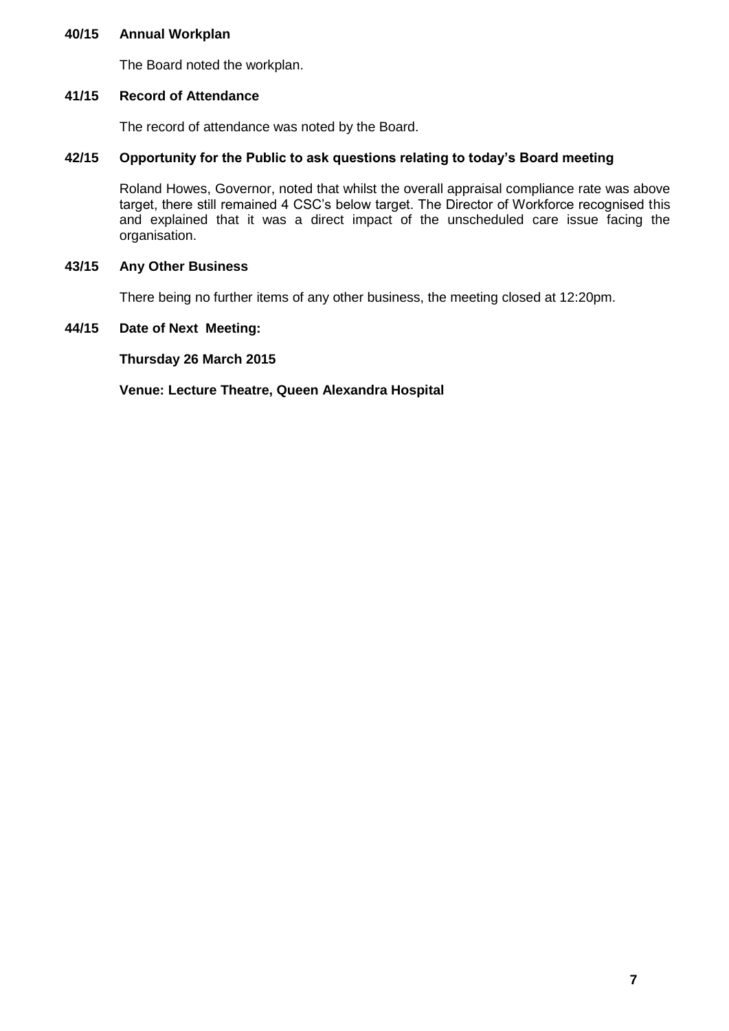**40/15 Annual Workplan**

The Board noted the workplan.

**41/15 Record of Attendance**

The record of attendance was noted by the Board.

**42/15 Opportunity for the Public to ask questions relating to today's Board meeting**

Roland Howes, Governor, noted that whilst the overall appraisal compliance rate was above target, there still remained 4 CSC's below target. The Director of Workforce recognised this and explained that it was a direct impact of the unscheduled care issue facing the organisation.

**43/15 Any Other Business**

There being no further items of any other business, the meeting closed at 12:20pm.

**44/15 Date of Next Meeting:**

**Thursday 26 March 2015**

**Venue: Lecture Theatre, Queen Alexandra Hospital**